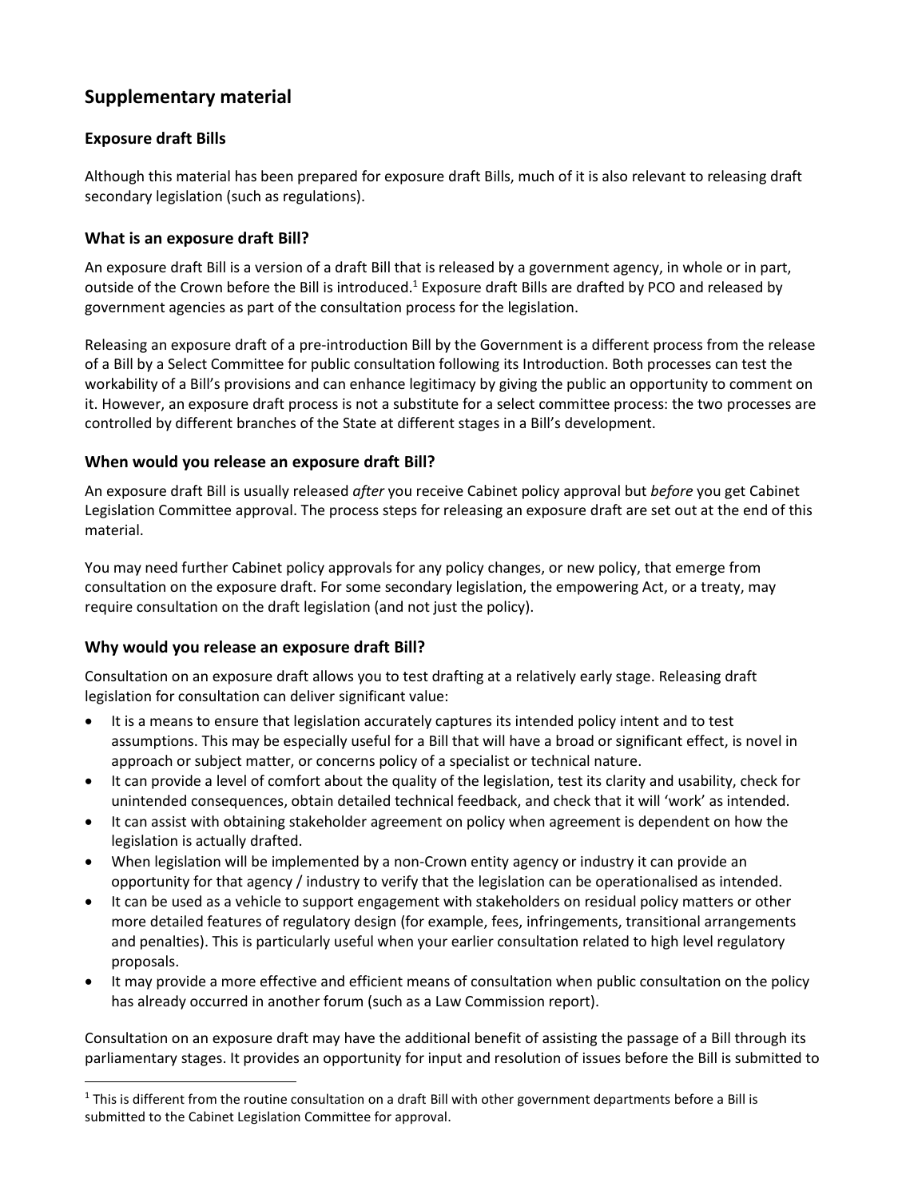# Supplementary material

## Exposure draft Bills

Although this material has been prepared for exposure draft Bills, much of it is also relevant to releasing draft secondary legislation (such as regulations).

### What is an exposure draft Bill?

An exposure draft Bill is a version of a draft Bill that is released by a government agency, in whole or in part, outside of the Crown before the Bill is introduced.[1] Exposure draft Bills are drafted by PCO and released by government agencies as part of the consultation process for the legislation.

Releasing an exposure draft of a pre-introduction Bill by the Government is a different process from the release of a Bill by a Select Committee for public consultation following its Introduction. Both processes can test the workability of a Bill's provisions and can enhance legitimacy by giving the public an opportunity to comment on it. However, an exposure draft process is not a substitute for a select committee process: the two processes are controlled by different branches of the State at different stages in a Bill's development.

### When would you release an exposure draft Bill?

An exposure draft Bill is usually released *after* you receive Cabinet policy approval but *before* you get Cabinet Legislation Committee approval. The process steps for releasing an exposure draft are set out at the end of this material.

You may need further Cabinet policy approvals for any policy changes, or new policy, that emerge from consultation on the exposure draft. For some secondary legislation, the empowering Act, or a treaty, may require consultation on the draft legislation (and not just the policy).

### Why would you release an exposure draft Bill?

Consultation on an exposure draft allows you to test drafting at a relatively early stage. Releasing draft legislation for consultation can deliver significant value:

- It is a means to ensure that legislation accurately captures its intended policy intent and to test assumptions. This may be especially useful for a Bill that will have a broad or significant effect, is novel in approach or subject matter, or concerns policy of a specialist or technical nature.
- It can provide a level of comfort about the quality of the legislation, test its clarity and usability, check for unintended consequences, obtain detailed technical feedback, and check that it will 'work' as intended.
- It can assist with obtaining stakeholder agreement on policy when agreement is dependent on how the legislation is actually drafted.
- When legislation will be implemented by a non-Crown entity agency or industry it can provide an opportunity for that agency / industry to verify that the legislation can be operationalised as intended.
- It can be used as a vehicle to support engagement with stakeholders on residual policy matters or other more detailed features of regulatory design (for example, fees, infringements, transitional arrangements and penalties). This is particularly useful when your earlier consultation related to high level regulatory proposals.
- It may provide a more effective and efficient means of consultation when public consultation on the policy has already occurred in another forum (such as a Law Commission report).

Consultation on an exposure draft may have the additional benefit of assisting the passage of a Bill through its parliamentary stages. It provides an opportunity for input and resolution of issues before the Bill is submitted to

[1] This is different from the routine consultation on a draft Bill with other government departments before a Bill is submitted to the Cabinet Legislation Committee for approval.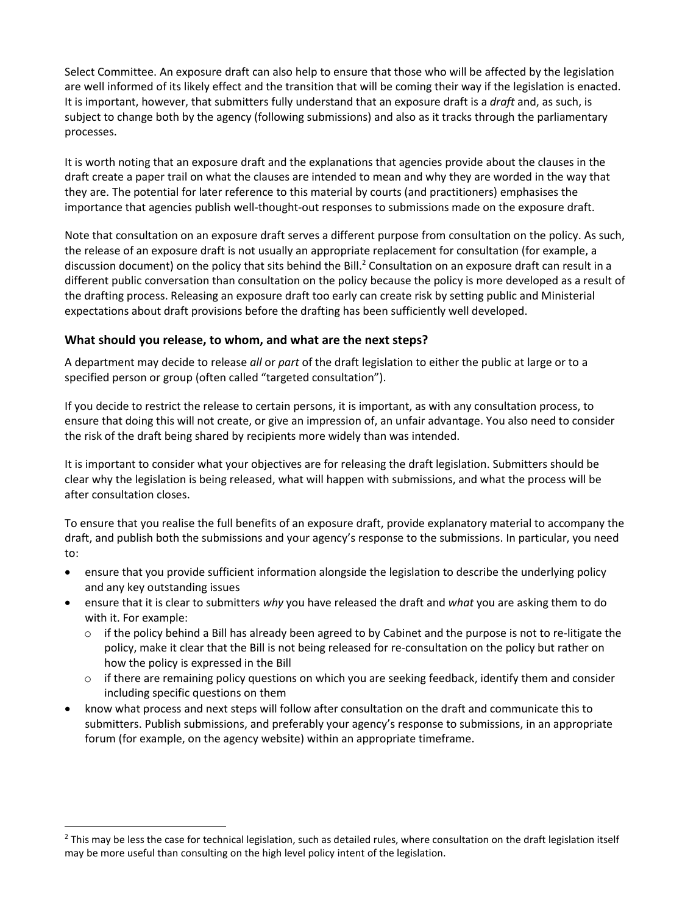Select Committee. An exposure draft can also help to ensure that those who will be affected by the legislation are well informed of its likely effect and the transition that will be coming their way if the legislation is enacted. It is important, however, that submitters fully understand that an exposure draft is a *draft* and, as such, is subject to change both by the agency (following submissions) and also as it tracks through the parliamentary processes.

It is worth noting that an exposure draft and the explanations that agencies provide about the clauses in the draft create a paper trail on what the clauses are intended to mean and why they are worded in the way that they are. The potential for later reference to this material by courts (and practitioners) emphasises the importance that agencies publish well-thought-out responses to submissions made on the exposure draft.

Note that consultation on an exposure draft serves a different purpose from consultation on the policy. As such, the release of an exposure draft is not usually an appropriate replacement for consultation (for example, a discussion document) on the policy that sits behind the Bill.[2] Consultation on an exposure draft can result in a different public conversation than consultation on the policy because the policy is more developed as a result of the drafting process. Releasing an exposure draft too early can create risk by setting public and Ministerial expectations about draft provisions before the drafting has been sufficiently well developed.

### What should you release, to whom, and what are the next steps?

A department may decide to release *all* or *part* of the draft legislation to either the public at large or to a specified person or group (often called "targeted consultation").

If you decide to restrict the release to certain persons, it is important, as with any consultation process, to ensure that doing this will not create, or give an impression of, an unfair advantage. You also need to consider the risk of the draft being shared by recipients more widely than was intended.

It is important to consider what your objectives are for releasing the draft legislation. Submitters should be clear why the legislation is being released, what will happen with submissions, and what the process will be after consultation closes.

To ensure that you realise the full benefits of an exposure draft, provide explanatory material to accompany the draft, and publish both the submissions and your agency's response to the submissions. In particular, you need to:

- ensure that you provide sufficient information alongside the legislation to describe the underlying policy and any key outstanding issues
- ensure that it is clear to submitters *why* you have released the draft and *what* you are asking them to do with it. For example:
  - if the policy behind a Bill has already been agreed to by Cabinet and the purpose is not to re-litigate the policy, make it clear that the Bill is not being released for re-consultation on the policy but rather on how the policy is expressed in the Bill
  - if there are remaining policy questions on which you are seeking feedback, identify them and consider including specific questions on them
- know what process and next steps will follow after consultation on the draft and communicate this to submitters. Publish submissions, and preferably your agency's response to submissions, in an appropriate forum (for example, on the agency website) within an appropriate timeframe.

[2] This may be less the case for technical legislation, such as detailed rules, where consultation on the draft legislation itself may be more useful than consulting on the high level policy intent of the legislation.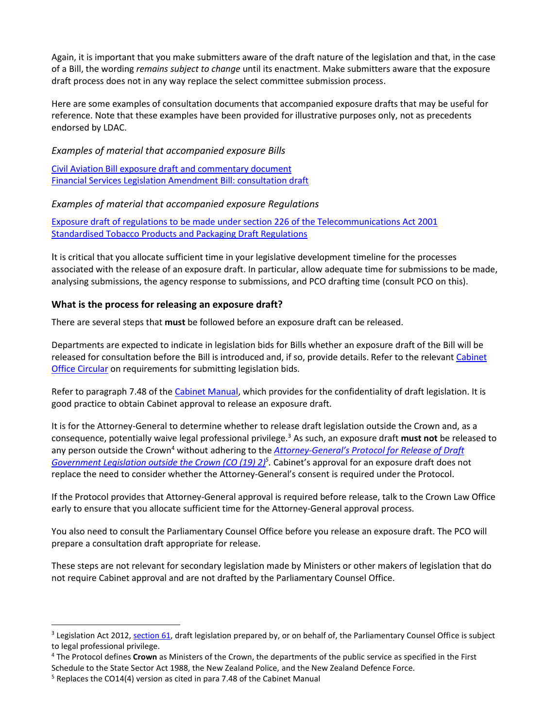Again, it is important that you make submitters aware of the draft nature of the legislation and that, in the case of a Bill, the wording *remains subject to change* until its enactment. Make submitters aware that the exposure draft process does not in any way replace the select committee submission process.

Here are some examples of consultation documents that accompanied exposure drafts that may be useful for reference. Note that these examples have been provided for illustrative purposes only, not as precedents endorsed by LDAC.

*Examples of material that accompanied exposure Bills*

Civil Aviation Bill exposure draft and commentary document
Financial Services Legislation Amendment Bill: consultation draft

*Examples of material that accompanied exposure Regulations*

Exposure draft of regulations to be made under section 226 of the Telecommunications Act 2001
Standardised Tobacco Products and Packaging Draft Regulations

It is critical that you allocate sufficient time in your legislative development timeline for the processes associated with the release of an exposure draft. In particular, allow adequate time for submissions to be made, analysing submissions, the agency response to submissions, and PCO drafting time (consult PCO on this).

### What is the process for releasing an exposure draft?

There are several steps that **must** be followed before an exposure draft can be released.

Departments are expected to indicate in legislation bids for Bills whether an exposure draft of the Bill will be released for consultation before the Bill is introduced and, if so, provide details. Refer to the relevant Cabinet Office Circular on requirements for submitting legislation bids.

Refer to paragraph 7.48 of the Cabinet Manual, which provides for the confidentiality of draft legislation. It is good practice to obtain Cabinet approval to release an exposure draft.

It is for the Attorney-General to determine whether to release draft legislation outside the Crown and, as a consequence, potentially waive legal professional privilege.[3] As such, an exposure draft **must not** be released to any person outside the Crown[4] without adhering to the *Attorney-General's Protocol for Release of Draft Government Legislation outside the Crown (CO (19) 2)*[5]. Cabinet's approval for an exposure draft does not replace the need to consider whether the Attorney-General's consent is required under the Protocol.

If the Protocol provides that Attorney-General approval is required before release, talk to the Crown Law Office early to ensure that you allocate sufficient time for the Attorney-General approval process.

You also need to consult the Parliamentary Counsel Office before you release an exposure draft. The PCO will prepare a consultation draft appropriate for release.

These steps are not relevant for secondary legislation made by Ministers or other makers of legislation that do not require Cabinet approval and are not drafted by the Parliamentary Counsel Office.

---

[3] Legislation Act 2012, section 61, draft legislation prepared by, or on behalf of, the Parliamentary Counsel Office is subject to legal professional privilege.

[4] The Protocol defines **Crown** as Ministers of the Crown, the departments of the public service as specified in the First Schedule to the State Sector Act 1988, the New Zealand Police, and the New Zealand Defence Force.

[5] Replaces the CO14(4) version as cited in para 7.48 of the Cabinet Manual